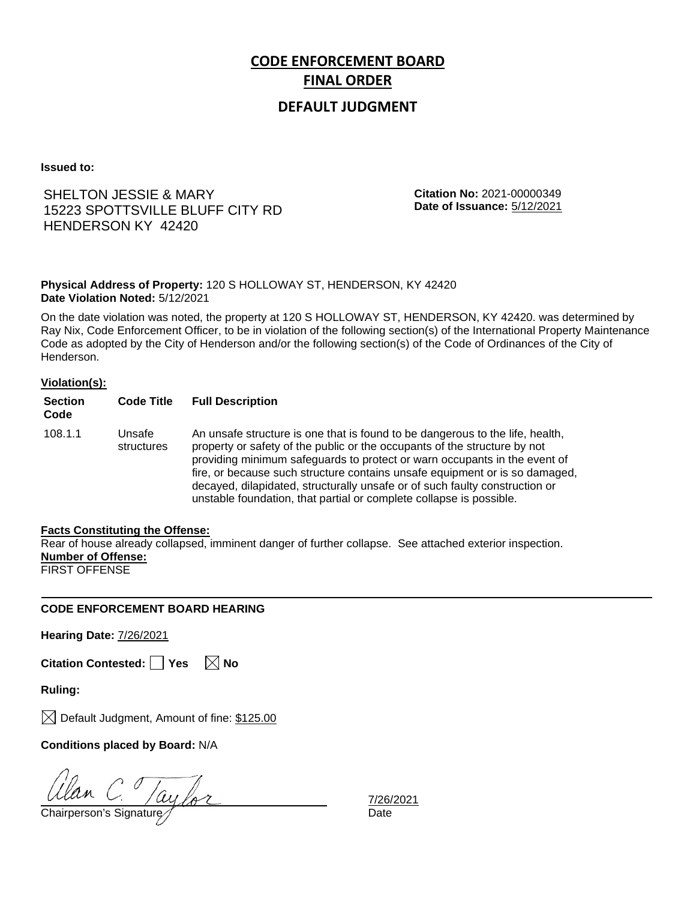# CODE ENFORCEMENT BOARD
# FINAL ORDER

## DEFAULT JUDGMENT

**Issued to:**

SHELTON JESSIE & MARY
15223 SPOTTSVILLE BLUFF CITY RD
HENDERSON KY 42420

**Citation No:** 2021-00000349
**Date of Issuance:** 5/12/2021

**Physical Address of Property:** 120 S HOLLOWAY ST, HENDERSON, KY 42420
**Date Violation Noted:** 5/12/2021

On the date violation was noted, the property at 120 S HOLLOWAY ST, HENDERSON, KY 42420. was determined by Ray Nix, Code Enforcement Officer, to be in violation of the following section(s) of the International Property Maintenance Code as adopted by the City of Henderson and/or the following section(s) of the Code of Ordinances of the City of Henderson.

**Violation(s):**

| Section Code | Code Title | Full Description |
|---|---|---|
| 108.1.1 | Unsafe structures | An unsafe structure is one that is found to be dangerous to the life, health, property or safety of the public or the occupants of the structure by not providing minimum safeguards to protect or warn occupants in the event of fire, or because such structure contains unsafe equipment or is so damaged, decayed, dilapidated, structurally unsafe or of such faulty construction or unstable foundation, that partial or complete collapse is possible. |

**Facts Constituting the Offense:**
Rear of house already collapsed, imminent danger of further collapse. See attached exterior inspection.
**Number of Offense:**
FIRST OFFENSE

---

**CODE ENFORCEMENT BOARD HEARING**

**Hearing Date:** 7/26/2021

**Citation Contested:** ☐ Yes ☒ No

**Ruling:**

☒ Default Judgment, Amount of fine: $125.00

**Conditions placed by Board:** N/A

Alan C. Taylor
Chairperson's Signature

7/26/2021
Date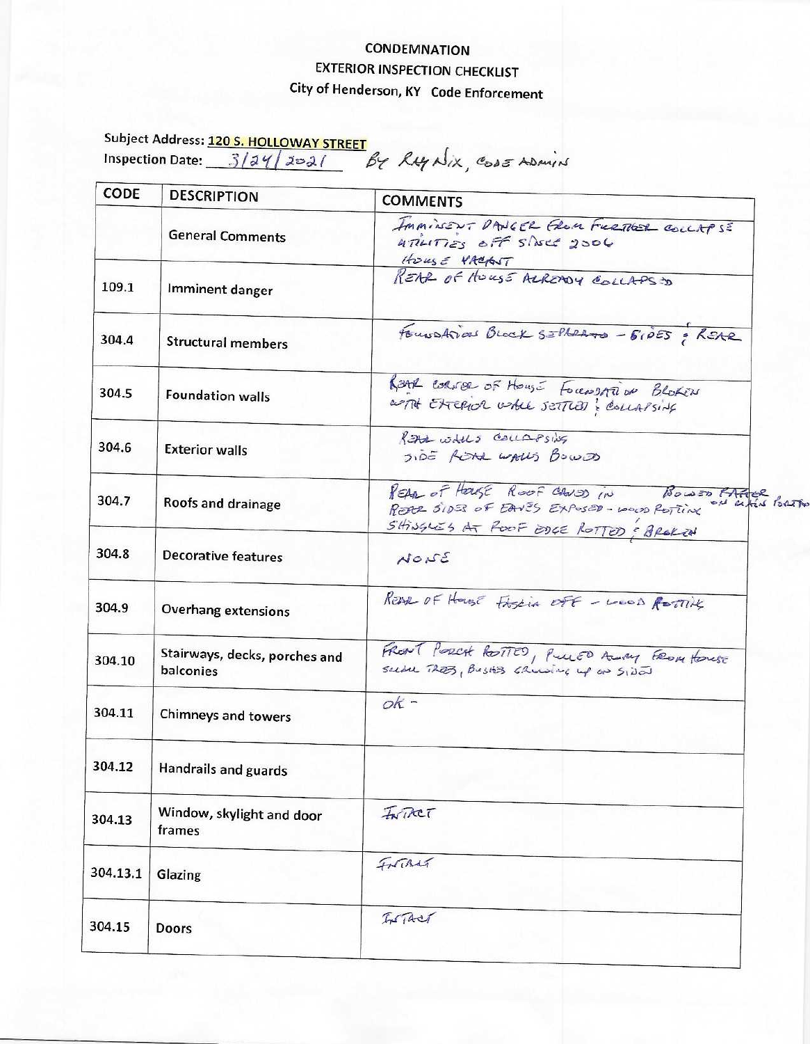# CONDEMNATION

## EXTERIOR INSPECTION CHECKLIST

### City of Henderson, KY Code Enforcement

Subject Address: **120 S. HOLLOWAY STREET**

Inspection Date: 3/24/2021 BY RAY NIX, CODE ADMIN

| CODE | DESCRIPTION | COMMENTS |
|---|---|---|
| | General Comments | IMMINENT DANGER FROM FURTHER COLLAPSE UTILITIES OFF SINCE 2006 HOUSE VACANT |
| 109.1 | Imminent danger | REAR OF HOUSE ALREADY COLLAPSED |
| 304.4 | Structural members | FOUNDATION BLOCK SEPARATED - SIDES & REAR |
| 304.5 | Foundation walls | REAR CORNER OF HOUSE FOUNDATION BROKEN WITH EXTERIOR WALL SETTLED & COLLAPSING |
| 304.6 | Exterior walls | REAR WALLS COLLAPSING SIDE REAR WALLS BOWED |
| 304.7 | Roofs and drainage | REAR OF HOUSE ROOF CAVED IN BOWED RAFTER ON MAIN PORTION REAR SIDES OF EAVES EXPOSED - WOOD ROTTING SHINGLES AT ROOF EDGE ROTTED & BROKEN |
| 304.8 | Decorative features | NONE |
| 304.9 | Overhang extensions | REAR OF HOUSE FASCIA OFF - WOOD ROTTING |
| 304.10 | Stairways, decks, porches and balconies | FRONT PORCH ROTTED, PULLED AWAY FROM HOUSE SMALL TREES, BUSHES GROWING UP ON SIDES |
| 304.11 | Chimneys and towers | OK - |
| 304.12 | Handrails and guards | |
| 304.13 | Window, skylight and door frames | INTACT |
| 304.13.1 | Glazing | INTACT |
| 304.15 | Doors | INTACT |